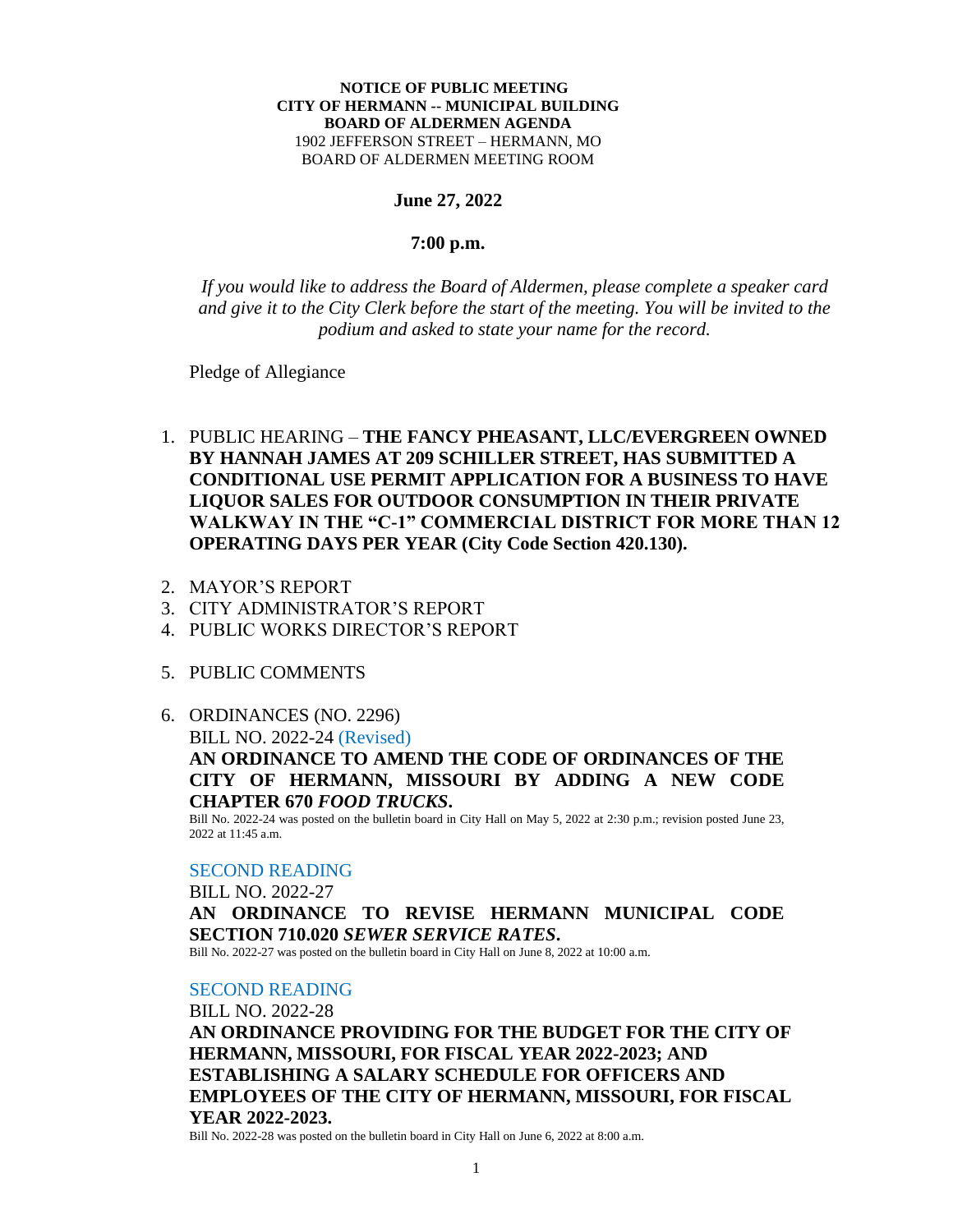**NOTICE OF PUBLIC MEETING**
**CITY OF HERMANN -- MUNICIPAL BUILDING**
**BOARD OF ALDERMEN AGENDA**
1902 JEFFERSON STREET – HERMANN, MO
BOARD OF ALDERMEN MEETING ROOM

**June 27, 2022**

**7:00 p.m.**

*If you would like to address the Board of Aldermen, please complete a speaker card and give it to the City Clerk before the start of the meeting. You will be invited to the podium and asked to state your name for the record.*

Pledge of Allegiance

1. PUBLIC HEARING – **THE FANCY PHEASANT, LLC/EVERGREEN OWNED BY HANNAH JAMES AT 209 SCHILLER STREET, HAS SUBMITTED A CONDITIONAL USE PERMIT APPLICATION FOR A BUSINESS TO HAVE LIQUOR SALES FOR OUTDOOR CONSUMPTION IN THEIR PRIVATE WALKWAY IN THE "C-1" COMMERCIAL DISTRICT FOR MORE THAN 12 OPERATING DAYS PER YEAR (City Code Section 420.130).**

2. MAYOR'S REPORT
3. CITY ADMINISTRATOR'S REPORT
4. PUBLIC WORKS DIRECTOR'S REPORT

5. PUBLIC COMMENTS

6. ORDINANCES (NO. 2296)

   BILL NO. 2022-24 (Revised)

   **AN ORDINANCE TO AMEND THE CODE OF ORDINANCES OF THE CITY OF HERMANN, MISSOURI BY ADDING A NEW CODE CHAPTER 670 *FOOD TRUCKS*.**

   Bill No. 2022-24 was posted on the bulletin board in City Hall on May 5, 2022 at 2:30 p.m.; revision posted June 23, 2022 at 11:45 a.m.

   SECOND READING

   BILL NO. 2022-27

   **AN ORDINANCE TO REVISE HERMANN MUNICIPAL CODE SECTION 710.020 *SEWER SERVICE RATES*.**

   Bill No. 2022-27 was posted on the bulletin board in City Hall on June 8, 2022 at 10:00 a.m.

   SECOND READING

   BILL NO. 2022-28

   **AN ORDINANCE PROVIDING FOR THE BUDGET FOR THE CITY OF HERMANN, MISSOURI, FOR FISCAL YEAR 2022-2023; AND ESTABLISHING A SALARY SCHEDULE FOR OFFICERS AND EMPLOYEES OF THE CITY OF HERMANN, MISSOURI, FOR FISCAL YEAR 2022-2023.**

   Bill No. 2022-28 was posted on the bulletin board in City Hall on June 6, 2022 at 8:00 a.m.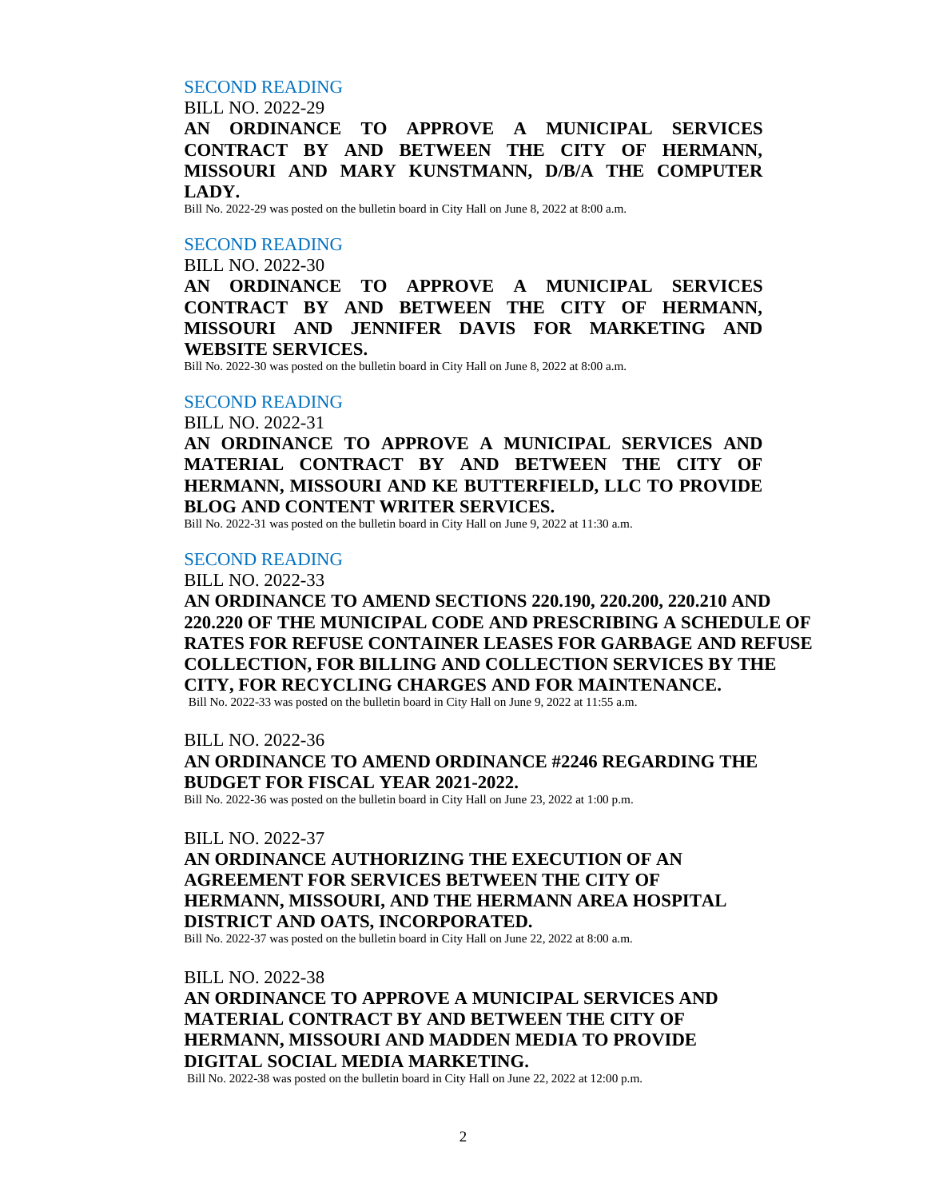SECOND READING

BILL NO. 2022-29

**AN ORDINANCE TO APPROVE A MUNICIPAL SERVICES CONTRACT BY AND BETWEEN THE CITY OF HERMANN, MISSOURI AND MARY KUNSTMANN, D/B/A THE COMPUTER LADY.**

Bill No. 2022-29 was posted on the bulletin board in City Hall on June 8, 2022 at 8:00 a.m.

SECOND READING

BILL NO. 2022-30

**AN ORDINANCE TO APPROVE A MUNICIPAL SERVICES CONTRACT BY AND BETWEEN THE CITY OF HERMANN, MISSOURI AND JENNIFER DAVIS FOR MARKETING AND WEBSITE SERVICES.**

Bill No. 2022-30 was posted on the bulletin board in City Hall on June 8, 2022 at 8:00 a.m.

SECOND READING

BILL NO. 2022-31

**AN ORDINANCE TO APPROVE A MUNICIPAL SERVICES AND MATERIAL CONTRACT BY AND BETWEEN THE CITY OF HERMANN, MISSOURI AND KE BUTTERFIELD, LLC TO PROVIDE BLOG AND CONTENT WRITER SERVICES.**

Bill No. 2022-31 was posted on the bulletin board in City Hall on June 9, 2022 at 11:30 a.m.

SECOND READING

BILL NO. 2022-33

**AN ORDINANCE TO AMEND SECTIONS 220.190, 220.200, 220.210 AND 220.220 OF THE MUNICIPAL CODE AND PRESCRIBING A SCHEDULE OF RATES FOR REFUSE CONTAINER LEASES FOR GARBAGE AND REFUSE COLLECTION, FOR BILLING AND COLLECTION SERVICES BY THE CITY, FOR RECYCLING CHARGES AND FOR MAINTENANCE.**

Bill No. 2022-33 was posted on the bulletin board in City Hall on June 9, 2022 at 11:55 a.m.

BILL NO. 2022-36

**AN ORDINANCE TO AMEND ORDINANCE #2246 REGARDING THE BUDGET FOR FISCAL YEAR 2021-2022.**

Bill No. 2022-36 was posted on the bulletin board in City Hall on June 23, 2022 at 1:00 p.m.

BILL NO. 2022-37

**AN ORDINANCE AUTHORIZING THE EXECUTION OF AN AGREEMENT FOR SERVICES BETWEEN THE CITY OF HERMANN, MISSOURI, AND THE HERMANN AREA HOSPITAL DISTRICT AND OATS, INCORPORATED.**

Bill No. 2022-37 was posted on the bulletin board in City Hall on June 22, 2022 at 8:00 a.m.

BILL NO. 2022-38

**AN ORDINANCE TO APPROVE A MUNICIPAL SERVICES AND MATERIAL CONTRACT BY AND BETWEEN THE CITY OF HERMANN, MISSOURI AND MADDEN MEDIA TO PROVIDE DIGITAL SOCIAL MEDIA MARKETING.**

Bill No. 2022-38 was posted on the bulletin board in City Hall on June 22, 2022 at 12:00 p.m.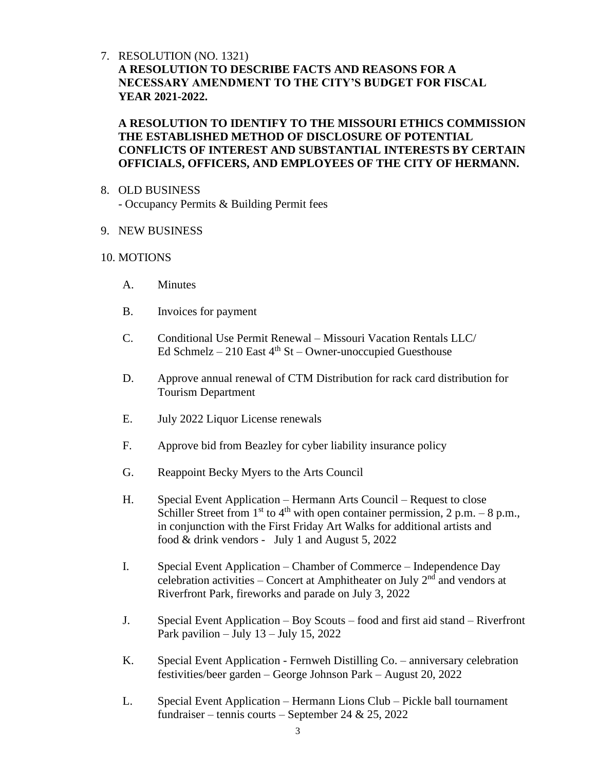7. RESOLUTION (NO. 1321)
   **A RESOLUTION TO DESCRIBE FACTS AND REASONS FOR A NECESSARY AMENDMENT TO THE CITY'S BUDGET FOR FISCAL YEAR 2021-2022.**

   **A RESOLUTION TO IDENTIFY TO THE MISSOURI ETHICS COMMISSION THE ESTABLISHED METHOD OF DISCLOSURE OF POTENTIAL CONFLICTS OF INTEREST AND SUBSTANTIAL INTERESTS BY CERTAIN OFFICIALS, OFFICERS, AND EMPLOYEES OF THE CITY OF HERMANN.**

8. OLD BUSINESS
   - Occupancy Permits & Building Permit fees

9. NEW BUSINESS

10. MOTIONS

    A. Minutes

    B. Invoices for payment

    C. Conditional Use Permit Renewal – Missouri Vacation Rentals LLC/ Ed Schmelz – 210 East 4th St – Owner-unoccupied Guesthouse

    D. Approve annual renewal of CTM Distribution for rack card distribution for Tourism Department

    E. July 2022 Liquor License renewals

    F. Approve bid from Beazley for cyber liability insurance policy

    G. Reappoint Becky Myers to the Arts Council

    H. Special Event Application – Hermann Arts Council – Request to close Schiller Street from 1st to 4th with open container permission, 2 p.m. – 8 p.m., in conjunction with the First Friday Art Walks for additional artists and food & drink vendors - July 1 and August 5, 2022

    I. Special Event Application – Chamber of Commerce – Independence Day celebration activities – Concert at Amphitheater on July 2nd and vendors at Riverfront Park, fireworks and parade on July 3, 2022

    J. Special Event Application – Boy Scouts – food and first aid stand – Riverfront Park pavilion – July 13 – July 15, 2022

    K. Special Event Application - Fernweh Distilling Co. – anniversary celebration festivities/beer garden – George Johnson Park – August 20, 2022

    L. Special Event Application – Hermann Lions Club – Pickle ball tournament fundraiser – tennis courts – September 24 & 25, 2022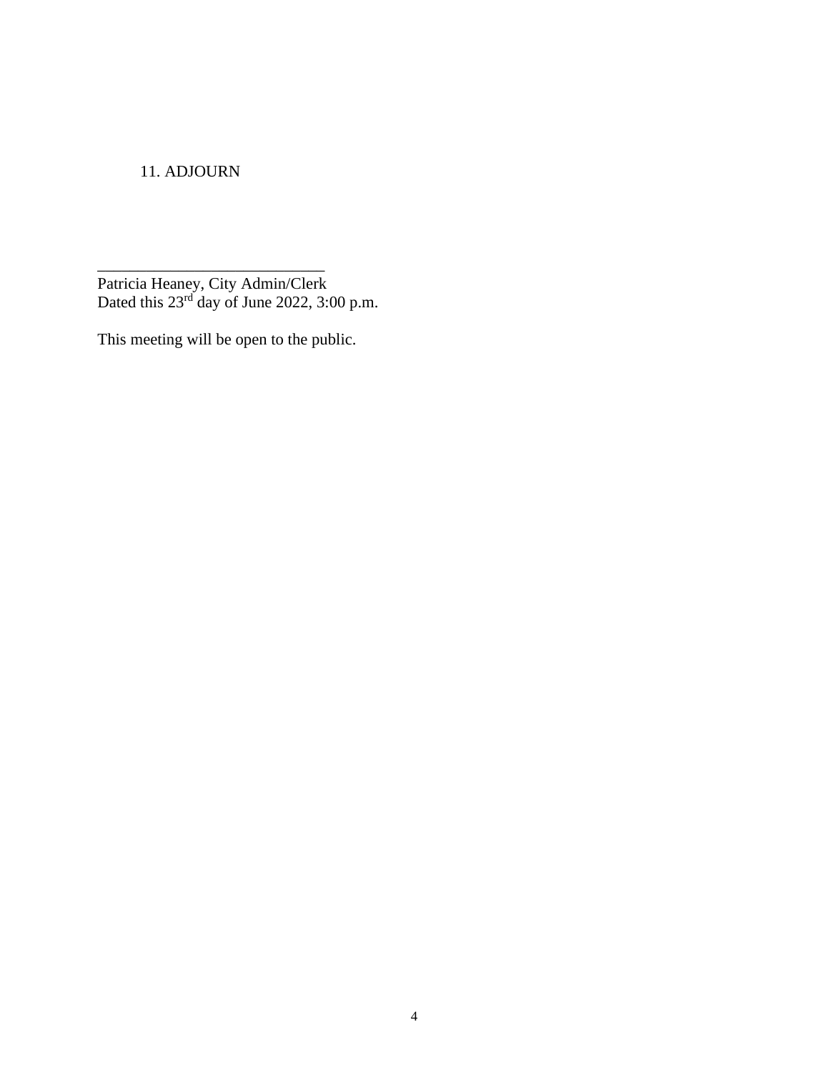11. ADJOURN

\_\_\_\_\_\_\_\_\_\_\_\_\_\_\_\_\_\_\_\_\_\_\_\_\_\_\_\_

Patricia Heaney, City Admin/Clerk
Dated this 23rd day of June 2022, 3:00 p.m.

This meeting will be open to the public.